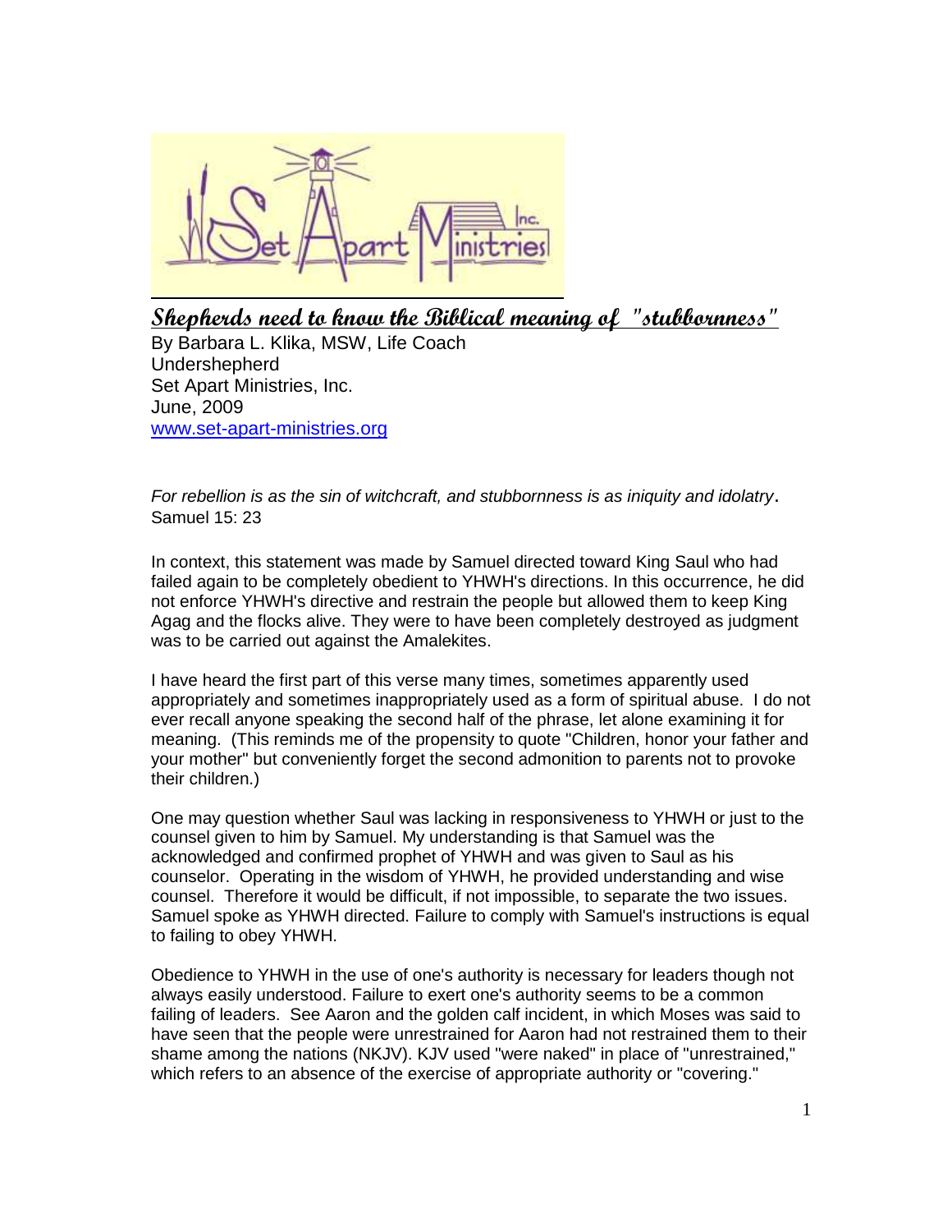# Shepherds need to know the Biblical meaning of "stubbornness"

By Barbara L. Klika, MSW, Life Coach
Undershepherd
Set Apart Ministries, Inc.
June, 2009
www.set-apart-ministries.org

*For rebellion is as the sin of witchcraft, and stubbornness is as iniquity and idolatry*.
Samuel 15: 23

In context, this statement was made by Samuel directed toward King Saul who had failed again to be completely obedient to YHWH's directions. In this occurrence, he did not enforce YHWH's directive and restrain the people but allowed them to keep King Agag and the flocks alive. They were to have been completely destroyed as judgment was to be carried out against the Amalekites.

I have heard the first part of this verse many times, sometimes apparently used appropriately and sometimes inappropriately used as a form of spiritual abuse. I do not ever recall anyone speaking the second half of the phrase, let alone examining it for meaning. (This reminds me of the propensity to quote "Children, honor your father and your mother" but conveniently forget the second admonition to parents not to provoke their children.)

One may question whether Saul was lacking in responsiveness to YHWH or just to the counsel given to him by Samuel. My understanding is that Samuel was the acknowledged and confirmed prophet of YHWH and was given to Saul as his counselor. Operating in the wisdom of YHWH, he provided understanding and wise counsel. Therefore it would be difficult, if not impossible, to separate the two issues. Samuel spoke as YHWH directed. Failure to comply with Samuel's instructions is equal to failing to obey YHWH.

Obedience to YHWH in the use of one's authority is necessary for leaders though not always easily understood. Failure to exert one's authority seems to be a common failing of leaders. See Aaron and the golden calf incident, in which Moses was said to have seen that the people were unrestrained for Aaron had not restrained them to their shame among the nations (NKJV). KJV used "were naked" in place of "unrestrained," which refers to an absence of the exercise of appropriate authority or "covering."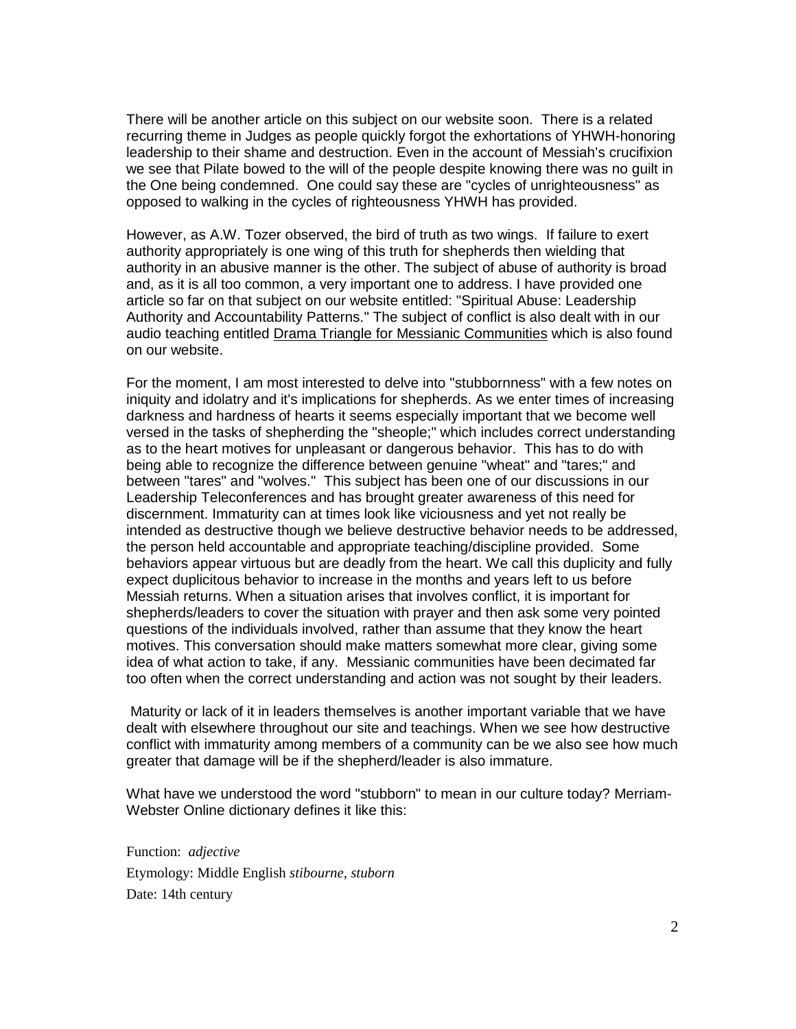There will be another article on this subject on our website soon. There is a related recurring theme in Judges as people quickly forgot the exhortations of YHWH-honoring leadership to their shame and destruction. Even in the account of Messiah's crucifixion we see that Pilate bowed to the will of the people despite knowing there was no guilt in the One being condemned. One could say these are "cycles of unrighteousness" as opposed to walking in the cycles of righteousness YHWH has provided.

However, as A.W. Tozer observed, the bird of truth as two wings. If failure to exert authority appropriately is one wing of this truth for shepherds then wielding that authority in an abusive manner is the other. The subject of abuse of authority is broad and, as it is all too common, a very important one to address. I have provided one article so far on that subject on our website entitled: "Spiritual Abuse: Leadership Authority and Accountability Patterns." The subject of conflict is also dealt with in our audio teaching entitled <u>Drama Triangle for Messianic Communities</u> which is also found on our website.

For the moment, I am most interested to delve into "stubbornness" with a few notes on iniquity and idolatry and it's implications for shepherds. As we enter times of increasing darkness and hardness of hearts it seems especially important that we become well versed in the tasks of shepherding the "sheople;" which includes correct understanding as to the heart motives for unpleasant or dangerous behavior. This has to do with being able to recognize the difference between genuine "wheat" and "tares;" and between "tares" and "wolves." This subject has been one of our discussions in our Leadership Teleconferences and has brought greater awareness of this need for discernment. Immaturity can at times look like viciousness and yet not really be intended as destructive though we believe destructive behavior needs to be addressed, the person held accountable and appropriate teaching/discipline provided. Some behaviors appear virtuous but are deadly from the heart. We call this duplicity and fully expect duplicitous behavior to increase in the months and years left to us before Messiah returns. When a situation arises that involves conflict, it is important for shepherds/leaders to cover the situation with prayer and then ask some very pointed questions of the individuals involved, rather than assume that they know the heart motives. This conversation should make matters somewhat more clear, giving some idea of what action to take, if any. Messianic communities have been decimated far too often when the correct understanding and action was not sought by their leaders.

Maturity or lack of it in leaders themselves is another important variable that we have dealt with elsewhere throughout our site and teachings. When we see how destructive conflict with immaturity among members of a community can be we also see how much greater that damage will be if the shepherd/leader is also immature.

What have we understood the word "stubborn" to mean in our culture today? Merriam-Webster Online dictionary defines it like this:

Function: *adjective*
Etymology: Middle English *stibourne, stuborn*
Date: 14th century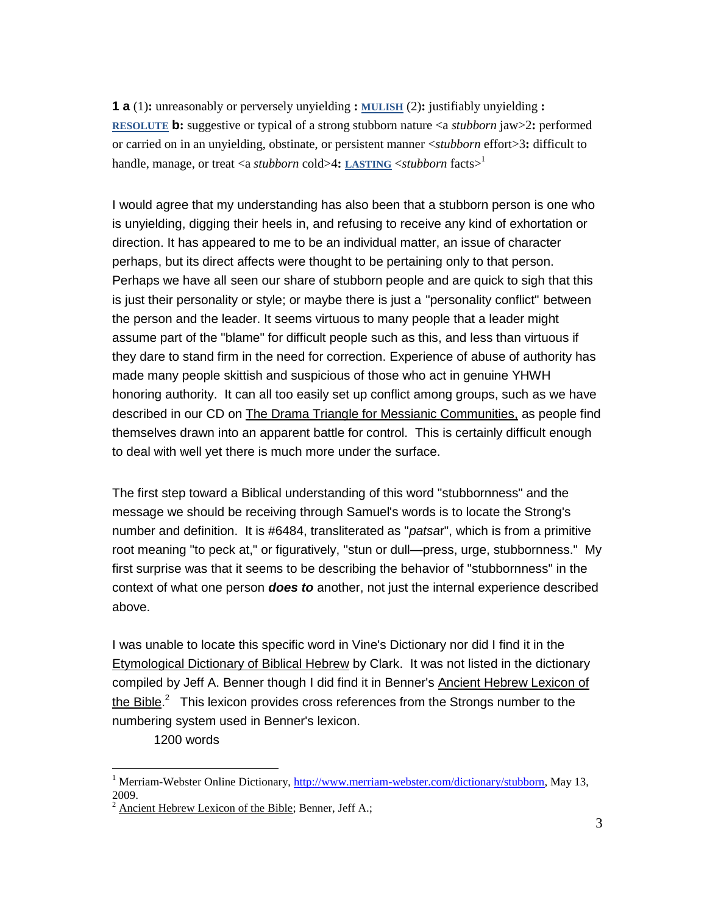**1 a** (1)**:** unreasonably or perversely unyielding **:** [MULISH](http://www.merriam-webster.com/dictionary/mulish) (2)**:** justifiably unyielding **:** [RESOLUTE](http://www.merriam-webster.com/dictionary/resolute) **b:** suggestive or typical of a strong stubborn nature <a *stubborn* jaw>2**:** performed or carried on in an unyielding, obstinate, or persistent manner <*stubborn* effort>3**:** difficult to handle, manage, or treat <a *stubborn* cold>4**:** [LASTING](http://www.merriam-webster.com/dictionary/lasting) <*stubborn* facts>[1]

I would agree that my understanding has also been that a stubborn person is one who is unyielding, digging their heels in, and refusing to receive any kind of exhortation or direction. It has appeared to me to be an individual matter, an issue of character perhaps, but its direct affects were thought to be pertaining only to that person. Perhaps we have all seen our share of stubborn people and are quick to sigh that this is just their personality or style; or maybe there is just a "personality conflict" between the person and the leader. It seems virtuous to many people that a leader might assume part of the "blame" for difficult people such as this, and less than virtuous if they dare to stand firm in the need for correction. Experience of abuse of authority has made many people skittish and suspicious of those who act in genuine YHWH honoring authority. It can all too easily set up conflict among groups, such as we have described in our CD on The Drama Triangle for Messianic Communities, as people find themselves drawn into an apparent battle for control. This is certainly difficult enough to deal with well yet there is much more under the surface.

The first step toward a Biblical understanding of this word "stubbornness" and the message we should be receiving through Samuel's words is to locate the Strong's number and definition. It is #6484, transliterated as "*patsar*", which is from a primitive root meaning "to peck at," or figuratively, "stun or dull—press, urge, stubbornness." My first surprise was that it seems to be describing the behavior of "stubbornness" in the context of what one person ***does to*** another, not just the internal experience described above.

I was unable to locate this specific word in Vine's Dictionary nor did I find it in the Etymological Dictionary of Biblical Hebrew by Clark. It was not listed in the dictionary compiled by Jeff A. Benner though I did find it in Benner's Ancient Hebrew Lexicon of the Bible.[2] This lexicon provides cross references from the Strongs number to the numbering system used in Benner's lexicon.

1200 words

---

[1] Merriam-Webster Online Dictionary, http://www.merriam-webster.com/dictionary/stubborn, May 13, 2009.

[2] Ancient Hebrew Lexicon of the Bible; Benner, Jeff A.;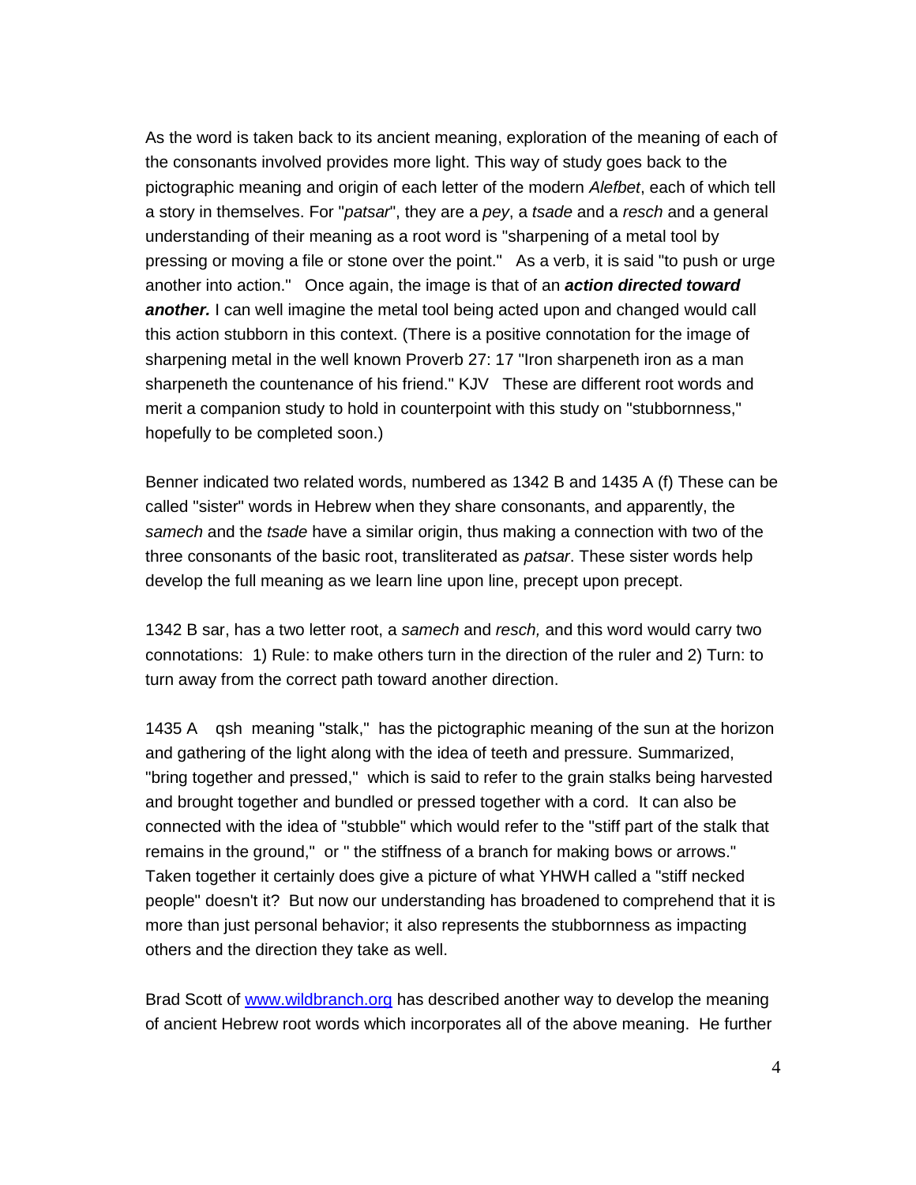As the word is taken back to its ancient meaning, exploration of the meaning of each of the consonants involved provides more light. This way of study goes back to the pictographic meaning and origin of each letter of the modern *Alefbet*, each of which tell a story in themselves. For "*patsar*", they are a *pey*, a *tsade* and a *resch* and a general understanding of their meaning as a root word is "sharpening of a metal tool by pressing or moving a file or stone over the point." As a verb, it is said "to push or urge another into action." Once again, the image is that of an ***action directed toward another.*** I can well imagine the metal tool being acted upon and changed would call this action stubborn in this context. (There is a positive connotation for the image of sharpening metal in the well known Proverb 27: 17 "Iron sharpeneth iron as a man sharpeneth the countenance of his friend." KJV These are different root words and merit a companion study to hold in counterpoint with this study on "stubbornness," hopefully to be completed soon.)

Benner indicated two related words, numbered as 1342 B and 1435 A (f) These can be called "sister" words in Hebrew when they share consonants, and apparently, the *samech* and the *tsade* have a similar origin, thus making a connection with two of the three consonants of the basic root, transliterated as *patsar*. These sister words help develop the full meaning as we learn line upon line, precept upon precept.

1342 B sar, has a two letter root, a *samech* and *resch,* and this word would carry two connotations: 1) Rule: to make others turn in the direction of the ruler and 2) Turn: to turn away from the correct path toward another direction.

1435 A qsh meaning "stalk," has the pictographic meaning of the sun at the horizon and gathering of the light along with the idea of teeth and pressure. Summarized, "bring together and pressed," which is said to refer to the grain stalks being harvested and brought together and bundled or pressed together with a cord. It can also be connected with the idea of "stubble" which would refer to the "stiff part of the stalk that remains in the ground," or " the stiffness of a branch for making bows or arrows." Taken together it certainly does give a picture of what YHWH called a "stiff necked people" doesn't it? But now our understanding has broadened to comprehend that it is more than just personal behavior; it also represents the stubbornness as impacting others and the direction they take as well.

Brad Scott of [www.wildbranch.org](http://www.wildbranch.org) has described another way to develop the meaning of ancient Hebrew root words which incorporates all of the above meaning. He further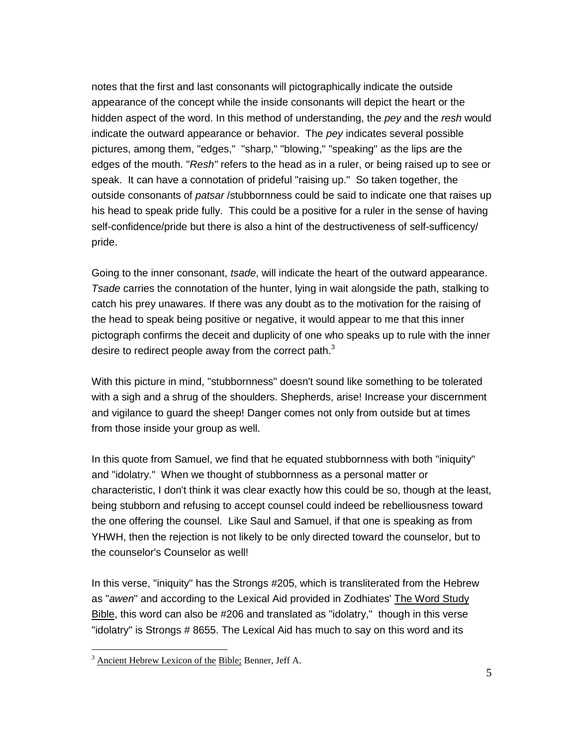notes that the first and last consonants will pictographically indicate the outside appearance of the concept while the inside consonants will depict the heart or the hidden aspect of the word. In this method of understanding, the *pey* and the *resh* would indicate the outward appearance or behavior. The *pey* indicates several possible pictures, among them, "edges," "sharp," "blowing," "speaking" as the lips are the edges of the mouth. "*Resh"* refers to the head as in a ruler, or being raised up to see or speak. It can have a connotation of prideful "raising up." So taken together, the outside consonants of *patsar* /stubbornness could be said to indicate one that raises up his head to speak pride fully. This could be a positive for a ruler in the sense of having self-confidence/pride but there is also a hint of the destructiveness of self-sufficency/ pride.

Going to the inner consonant, *tsade*, will indicate the heart of the outward appearance. *Tsade* carries the connotation of the hunter, lying in wait alongside the path, stalking to catch his prey unawares. If there was any doubt as to the motivation for the raising of the head to speak being positive or negative, it would appear to me that this inner pictograph confirms the deceit and duplicity of one who speaks up to rule with the inner desire to redirect people away from the correct path.[3]

With this picture in mind, "stubbornness" doesn't sound like something to be tolerated with a sigh and a shrug of the shoulders. Shepherds, arise! Increase your discernment and vigilance to guard the sheep! Danger comes not only from outside but at times from those inside your group as well.

In this quote from Samuel, we find that he equated stubbornness with both "iniquity" and "idolatry." When we thought of stubbornness as a personal matter or characteristic, I don't think it was clear exactly how this could be so, though at the least, being stubborn and refusing to accept counsel could indeed be rebelliousness toward the one offering the counsel. Like Saul and Samuel, if that one is speaking as from YHWH, then the rejection is not likely to be only directed toward the counselor, but to the counselor's Counselor as well!

In this verse, "iniquity" has the Strongs #205, which is transliterated from the Hebrew as "*awen*" and according to the Lexical Aid provided in Zodhiates' The Word Study Bible, this word can also be #206 and translated as "idolatry," though in this verse "idolatry" is Strongs # 8655. The Lexical Aid has much to say on this word and its

[3] Ancient Hebrew Lexicon of the Bible; Benner, Jeff A.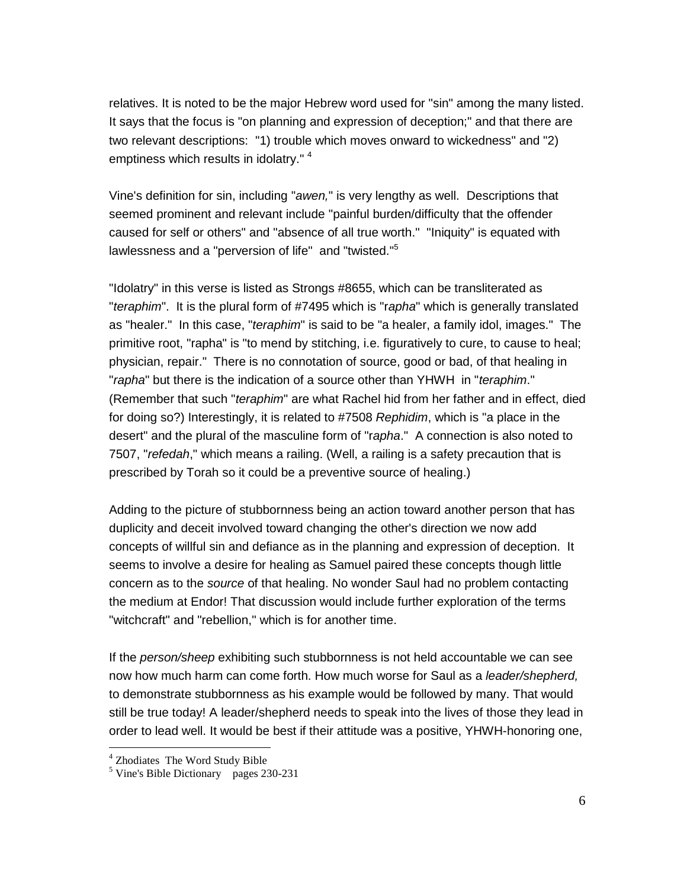relatives. It is noted to be the major Hebrew word used for "sin" among the many listed. It says that the focus is "on planning and expression of deception;" and that there are two relevant descriptions: "1) trouble which moves onward to wickedness" and "2) emptiness which results in idolatry." [4]

Vine's definition for sin, including "*awen,*" is very lengthy as well. Descriptions that seemed prominent and relevant include "painful burden/difficulty that the offender caused for self or others" and "absence of all true worth." "Iniquity" is equated with lawlessness and a "perversion of life" and "twisted."[5]

"Idolatry" in this verse is listed as Strongs #8655, which can be transliterated as "*teraphim*". It is the plural form of #7495 which is "r*apha*" which is generally translated as "healer." In this case, "*teraphim*" is said to be "a healer, a family idol, images." The primitive root, "rapha" is "to mend by stitching, i.e. figuratively to cure, to cause to heal; physician, repair." There is no connotation of source, good or bad, of that healing in "*rapha*" but there is the indication of a source other than YHWH in "*teraphim*." (Remember that such "*teraphim*" are what Rachel hid from her father and in effect, died for doing so?) Interestingly, it is related to #7508 *Rephidim*, which is "a place in the desert" and the plural of the masculine form of "r*apha*." A connection is also noted to 7507, "*refedah*," which means a railing. (Well, a railing is a safety precaution that is prescribed by Torah so it could be a preventive source of healing.)

Adding to the picture of stubbornness being an action toward another person that has duplicity and deceit involved toward changing the other's direction we now add concepts of willful sin and defiance as in the planning and expression of deception. It seems to involve a desire for healing as Samuel paired these concepts though little concern as to the *source* of that healing. No wonder Saul had no problem contacting the medium at Endor! That discussion would include further exploration of the terms "witchcraft" and "rebellion," which is for another time.

If the *person/sheep* exhibiting such stubbornness is not held accountable we can see now how much harm can come forth. How much worse for Saul as a *leader/shepherd,* to demonstrate stubbornness as his example would be followed by many. That would still be true today! A leader/shepherd needs to speak into the lives of those they lead in order to lead well. It would be best if their attitude was a positive, YHWH-honoring one,

---

[4] Zhodiates The Word Study Bible

[5] Vine's Bible Dictionary pages 230-231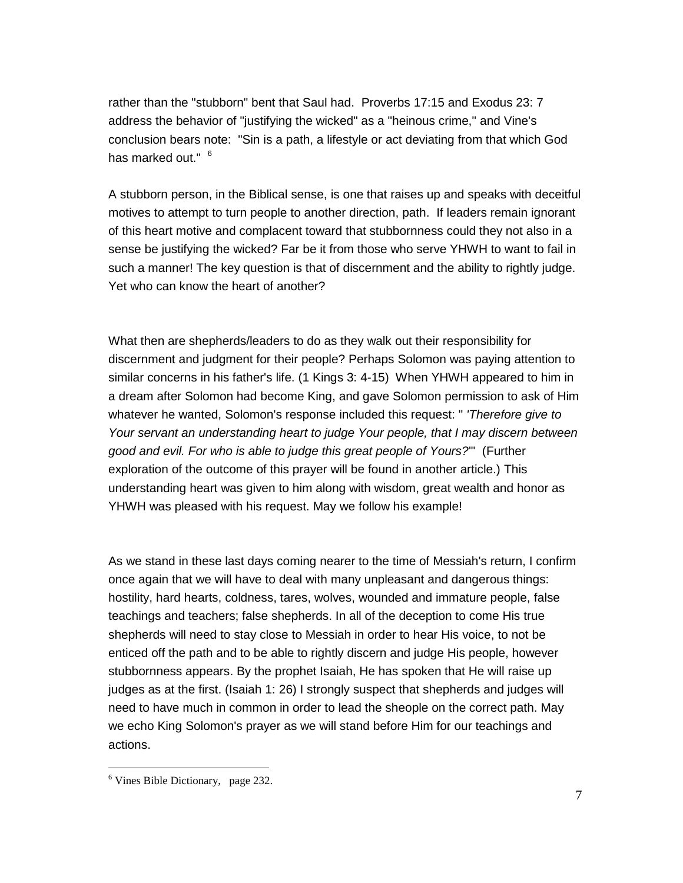rather than the "stubborn" bent that Saul had. Proverbs 17:15 and Exodus 23: 7 address the behavior of "justifying the wicked" as a "heinous crime," and Vine's conclusion bears note: "Sin is a path, a lifestyle or act deviating from that which God has marked out." [6]

A stubborn person, in the Biblical sense, is one that raises up and speaks with deceitful motives to attempt to turn people to another direction, path. If leaders remain ignorant of this heart motive and complacent toward that stubbornness could they not also in a sense be justifying the wicked? Far be it from those who serve YHWH to want to fail in such a manner! The key question is that of discernment and the ability to rightly judge. Yet who can know the heart of another?

What then are shepherds/leaders to do as they walk out their responsibility for discernment and judgment for their people? Perhaps Solomon was paying attention to similar concerns in his father's life. (1 Kings 3: 4-15) When YHWH appeared to him in a dream after Solomon had become King, and gave Solomon permission to ask of Him whatever he wanted, Solomon's response included this request: " *'Therefore give to Your servant an understanding heart to judge Your people, that I may discern between good and evil. For who is able to judge this great people of Yours?*'" (Further exploration of the outcome of this prayer will be found in another article.) This understanding heart was given to him along with wisdom, great wealth and honor as YHWH was pleased with his request. May we follow his example!

As we stand in these last days coming nearer to the time of Messiah's return, I confirm once again that we will have to deal with many unpleasant and dangerous things: hostility, hard hearts, coldness, tares, wolves, wounded and immature people, false teachings and teachers; false shepherds. In all of the deception to come His true shepherds will need to stay close to Messiah in order to hear His voice, to not be enticed off the path and to be able to rightly discern and judge His people, however stubbornness appears. By the prophet Isaiah, He has spoken that He will raise up judges as at the first. (Isaiah 1: 26) I strongly suspect that shepherds and judges will need to have much in common in order to lead the sheople on the correct path. May we echo King Solomon's prayer as we will stand before Him for our teachings and actions.

---

[6] Vines Bible Dictionary, page 232.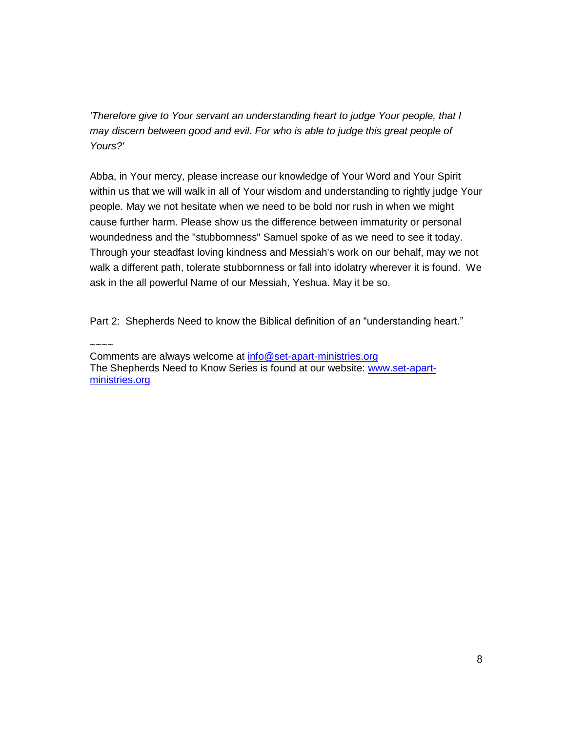*'Therefore give to Your servant an understanding heart to judge Your people, that I may discern between good and evil. For who is able to judge this great people of Yours?'*

Abba, in Your mercy, please increase our knowledge of Your Word and Your Spirit within us that we will walk in all of Your wisdom and understanding to rightly judge Your people. May we not hesitate when we need to be bold nor rush in when we might cause further harm. Please show us the difference between immaturity or personal woundedness and the "stubbornness" Samuel spoke of as we need to see it today. Through your steadfast loving kindness and Messiah's work on our behalf, may we not walk a different path, tolerate stubbornness or fall into idolatry wherever it is found. We ask in the all powerful Name of our Messiah, Yeshua. May it be so.

Part 2: Shepherds Need to know the Biblical definition of an "understanding heart."

~~~~

Comments are always welcome at info@set-apart-ministries.org
The Shepherds Need to Know Series is found at our website: www.set-apart-ministries.org